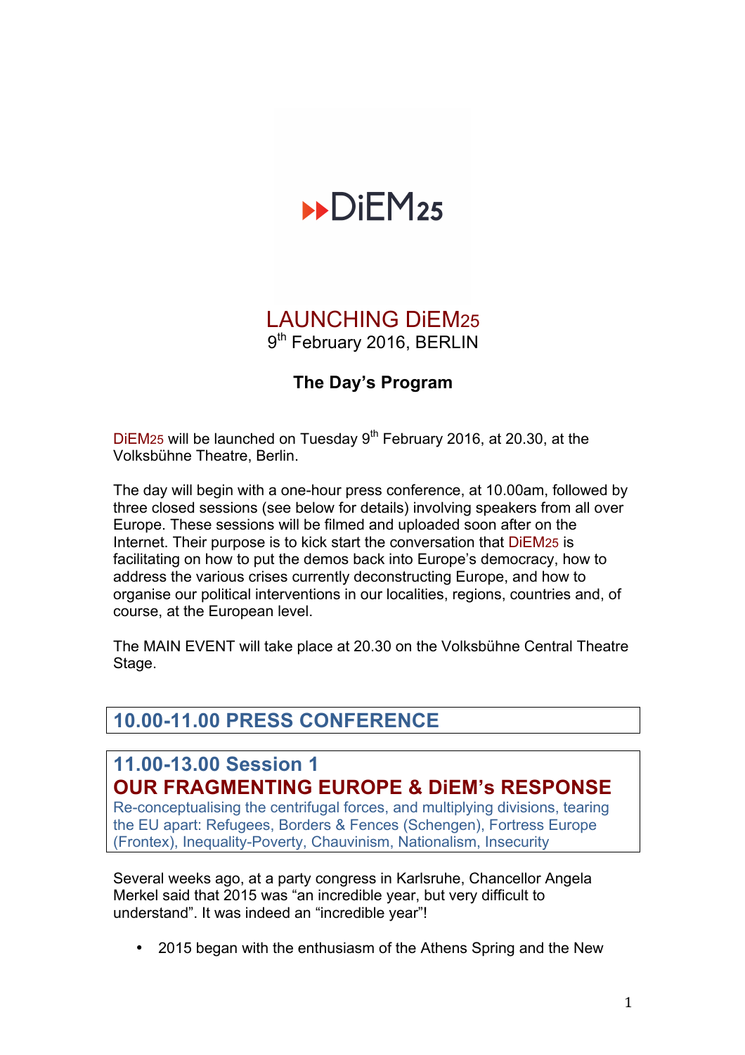# DiEM25

## LAUNCHING DiEM25

9th February 2016, BERLIN

### The Day's Program

DiEM25 will be launched on Tuesday 9th February 2016, at 20.30, at the Volksbühne Theatre, Berlin.

The day will begin with a one-hour press conference, at 10.00am, followed by three closed sessions (see below for details) involving speakers from all over Europe. These sessions will be filmed and uploaded soon after on the Internet. Their purpose is to kick start the conversation that DiEM25 is facilitating on how to put the demos back into Europe's democracy, how to address the various crises currently deconstructing Europe, and how to organise our political interventions in our localities, regions, countries and, of course, at the European level.

The MAIN EVENT will take place at 20.30 on the Volksbühne Central Theatre Stage.

## 10.00-11.00 PRESS CONFERENCE

## 11.00-13.00 Session 1

## OUR FRAGMENTING EUROPE & DiEM's RESPONSE

Re-conceptualising the centrifugal forces, and multiplying divisions, tearing the EU apart: Refugees, Borders & Fences (Schengen), Fortress Europe (Frontex), Inequality-Poverty, Chauvinism, Nationalism, Insecurity

Several weeks ago, at a party congress in Karlsruhe, Chancellor Angela Merkel said that 2015 was "an incredible year, but very difficult to understand". It was indeed an "incredible year"!

- 2015 began with the enthusiasm of the Athens Spring and the New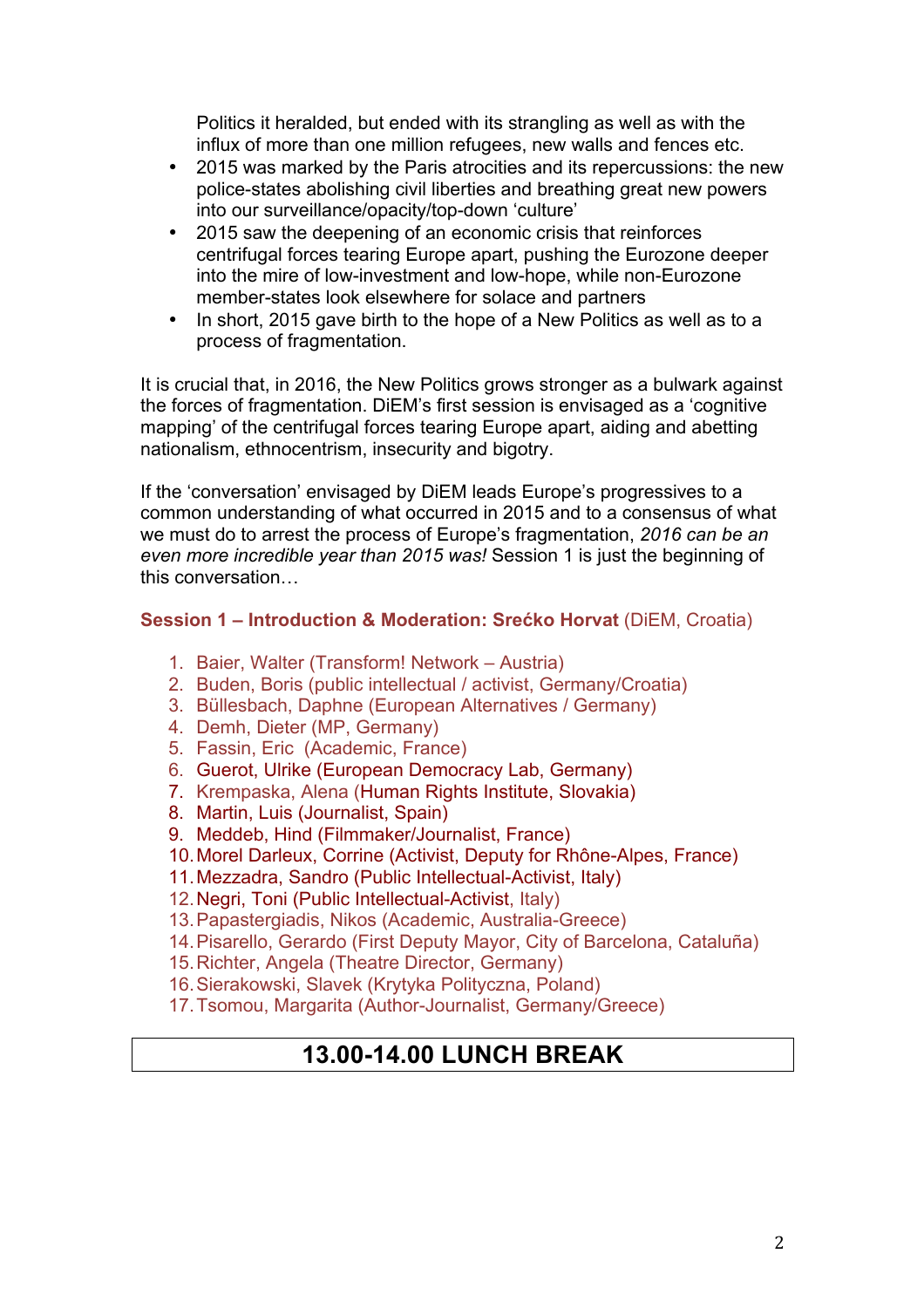Politics it heralded, but ended with its strangling as well as with the influx of more than one million refugees, new walls and fences etc.

- 2015 was marked by the Paris atrocities and its repercussions: the new police-states abolishing civil liberties and breathing great new powers into our surveillance/opacity/top-down 'culture'
- 2015 saw the deepening of an economic crisis that reinforces centrifugal forces tearing Europe apart, pushing the Eurozone deeper into the mire of low-investment and low-hope, while non-Eurozone member-states look elsewhere for solace and partners
- In short, 2015 gave birth to the hope of a New Politics as well as to a process of fragmentation.

It is crucial that, in 2016, the New Politics grows stronger as a bulwark against the forces of fragmentation. DiEM's first session is envisaged as a 'cognitive mapping' of the centrifugal forces tearing Europe apart, aiding and abetting nationalism, ethnocentrism, insecurity and bigotry.

If the 'conversation' envisaged by DiEM leads Europe's progressives to a common understanding of what occurred in 2015 and to a consensus of what we must do to arrest the process of Europe's fragmentation, *2016 can be an even more incredible year than 2015 was!* Session 1 is just the beginning of this conversation…

**Session 1 – Introduction & Moderation: Srećko Horvat** (DiEM, Croatia)

1. Baier, Walter (Transform! Network – Austria)
2. Buden, Boris (public intellectual / activist, Germany/Croatia)
3. Büllesbach, Daphne (European Alternatives / Germany)
4. Demh, Dieter (MP, Germany)
5. Fassin, Eric (Academic, France)
6. Guerot, Ulrike (European Democracy Lab, Germany)
7. Krempaska, Alena (Human Rights Institute, Slovakia)
8. Martin, Luis (Journalist, Spain)
9. Meddeb, Hind (Filmmaker/Journalist, France)
10. Morel Darleux, Corrine (Activist, Deputy for Rhône-Alpes, France)
11. Mezzadra, Sandro (Public Intellectual-Activist, Italy)
12. Negri, Toni (Public Intellectual-Activist, Italy)
13. Papastergiadis, Nikos (Academic, Australia-Greece)
14. Pisarello, Gerardo (First Deputy Mayor, City of Barcelona, Cataluña)
15. Richter, Angela (Theatre Director, Germany)
16. Sierakowski, Slavek (Krytyka Polityczna, Poland)
17. Tsomou, Margarita (Author-Journalist, Germany/Greece)

## 13.00-14.00 LUNCH BREAK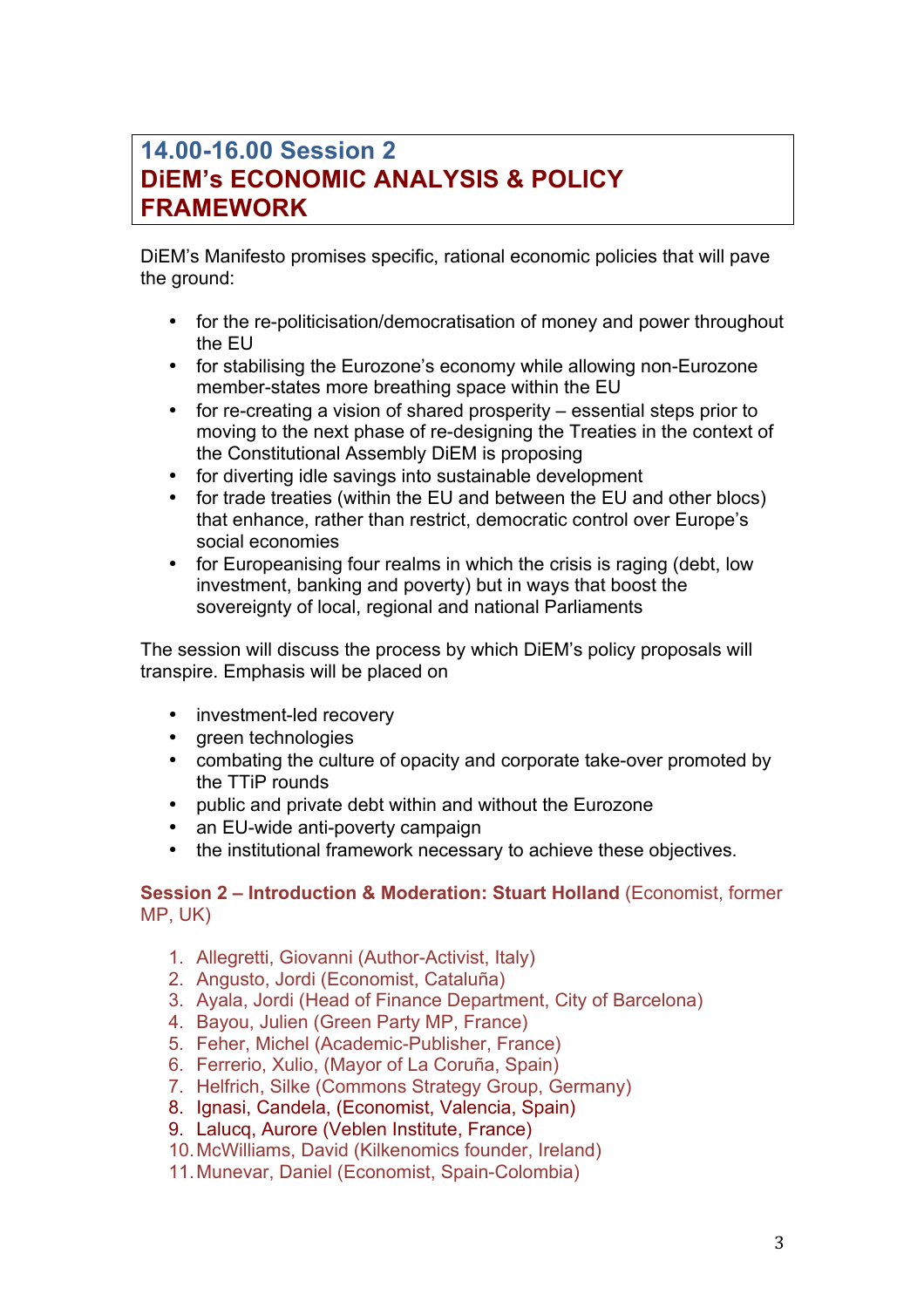## 14.00-16.00 Session 2
## DiEM's ECONOMIC ANALYSIS & POLICY FRAMEWORK

DiEM's Manifesto promises specific, rational economic policies that will pave the ground:

- for the re-politicisation/democratisation of money and power throughout the EU
- for stabilising the Eurozone's economy while allowing non-Eurozone member-states more breathing space within the EU
- for re-creating a vision of shared prosperity – essential steps prior to moving to the next phase of re-designing the Treaties in the context of the Constitutional Assembly DiEM is proposing
- for diverting idle savings into sustainable development
- for trade treaties (within the EU and between the EU and other blocs) that enhance, rather than restrict, democratic control over Europe's social economies
- for Europeanising four realms in which the crisis is raging (debt, low investment, banking and poverty) but in ways that boost the sovereignty of local, regional and national Parliaments

The session will discuss the process by which DiEM's policy proposals will transpire. Emphasis will be placed on

- investment-led recovery
- green technologies
- combating the culture of opacity and corporate take-over promoted by the TTiP rounds
- public and private debt within and without the Eurozone
- an EU-wide anti-poverty campaign
- the institutional framework necessary to achieve these objectives.

**Session 2 – Introduction & Moderation: Stuart Holland** (Economist, former MP, UK)

1. Allegretti, Giovanni (Author-Activist, Italy)
2. Angusto, Jordi (Economist, Cataluña)
3. Ayala, Jordi (Head of Finance Department, City of Barcelona)
4. Bayou, Julien (Green Party MP, France)
5. Feher, Michel (Academic-Publisher, France)
6. Ferrerio, Xulio, (Mayor of La Coruña, Spain)
7. Helfrich, Silke (Commons Strategy Group, Germany)
8. Ignasi, Candela, (Economist, Valencia, Spain)
9. Lalucq, Aurore (Veblen Institute, France)
10. McWilliams, David (Kilkenomics founder, Ireland)
11. Munevar, Daniel (Economist, Spain-Colombia)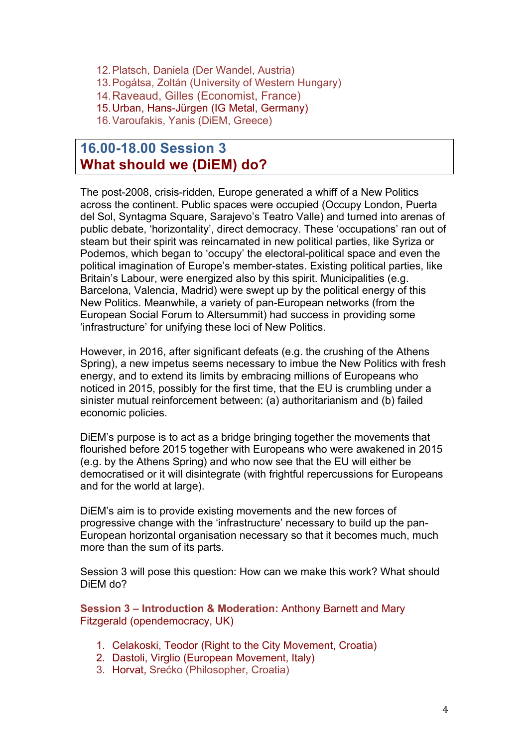12. Platsch, Daniela (Der Wandel, Austria)
13. Pogátsa, Zoltán (University of Western Hungary)
14. Raveaud, Gilles (Economist, France)
15. Urban, Hans-Jürgen (IG Metal, Germany)
16. Varoufakis, Yanis (DiEM, Greece)

## 16.00-18.00 Session 3
## What should we (DiEM) do?

The post-2008, crisis-ridden, Europe generated a whiff of a New Politics across the continent. Public spaces were occupied (Occupy London, Puerta del Sol, Syntagma Square, Sarajevo's Teatro Valle) and turned into arenas of public debate, 'horizontality', direct democracy. These 'occupations' ran out of steam but their spirit was reincarnated in new political parties, like Syriza or Podemos, which began to 'occupy' the electoral-political space and even the political imagination of Europe's member-states. Existing political parties, like Britain's Labour, were energized also by this spirit. Municipalities (e.g. Barcelona, Valencia, Madrid) were swept up by the political energy of this New Politics. Meanwhile, a variety of pan-European networks (from the European Social Forum to Altersummit) had success in providing some 'infrastructure' for unifying these loci of New Politics.

However, in 2016, after significant defeats (e.g. the crushing of the Athens Spring), a new impetus seems necessary to imbue the New Politics with fresh energy, and to extend its limits by embracing millions of Europeans who noticed in 2015, possibly for the first time, that the EU is crumbling under a sinister mutual reinforcement between: (a) authoritarianism and (b) failed economic policies.

DiEM's purpose is to act as a bridge bringing together the movements that flourished before 2015 together with Europeans who were awakened in 2015 (e.g. by the Athens Spring) and who now see that the EU will either be democratised or it will disintegrate (with frightful repercussions for Europeans and for the world at large).

DiEM's aim is to provide existing movements and the new forces of progressive change with the 'infrastructure' necessary to build up the pan-European horizontal organisation necessary so that it becomes much, much more than the sum of its parts.

Session 3 will pose this question: How can we make this work? What should DiEM do?

**Session 3 – Introduction & Moderation:** Anthony Barnett and Mary Fitzgerald (opendemocracy, UK)

1. Celakoski, Teodor (Right to the City Movement, Croatia)
2. Dastoli, Virglio (European Movement, Italy)
3. Horvat, Srećko (Philosopher, Croatia)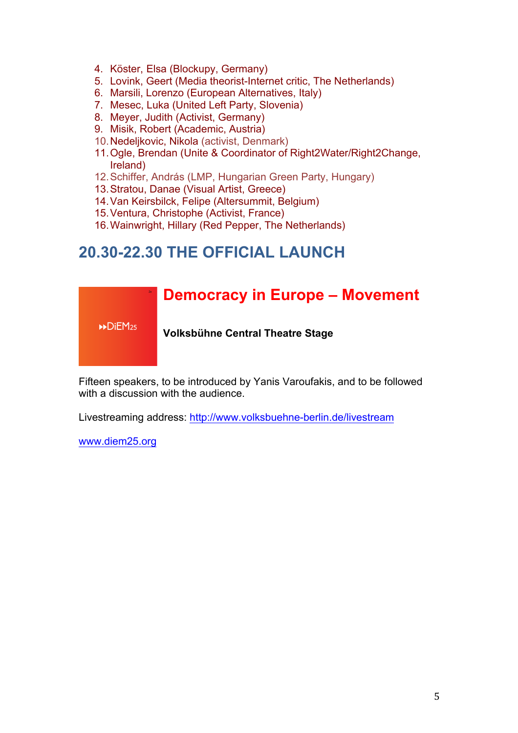4. Köster, Elsa (Blockupy, Germany)
5. Lovink, Geert (Media theorist-Internet critic, The Netherlands)
6. Marsili, Lorenzo (European Alternatives, Italy)
7. Mesec, Luka (United Left Party, Slovenia)
8. Meyer, Judith (Activist, Germany)
9. Misik, Robert (Academic, Austria)
10. Nedeljkovic, Nikola (activist, Denmark)
11. Ogle, Brendan (Unite & Coordinator of Right2Water/Right2Change, Ireland)
12. Schiffer, András (LMP, Hungarian Green Party, Hungary)
13. Stratou, Danae (Visual Artist, Greece)
14. Van Keirsbilck, Felipe (Altersummit, Belgium)
15. Ventura, Christophe (Activist, France)
16. Wainwright, Hillary (Red Pepper, The Netherlands)

## 20.30-22.30 THE OFFICIAL LAUNCH

DiEM25

### Democracy in Europe – Movement

**Volksbühne Central Theatre Stage**

Fifteen speakers, to be introduced by Yanis Varoufakis, and to be followed with a discussion with the audience.

Livestreaming address: http://www.volksbuehne-berlin.de/livestream

www.diem25.org